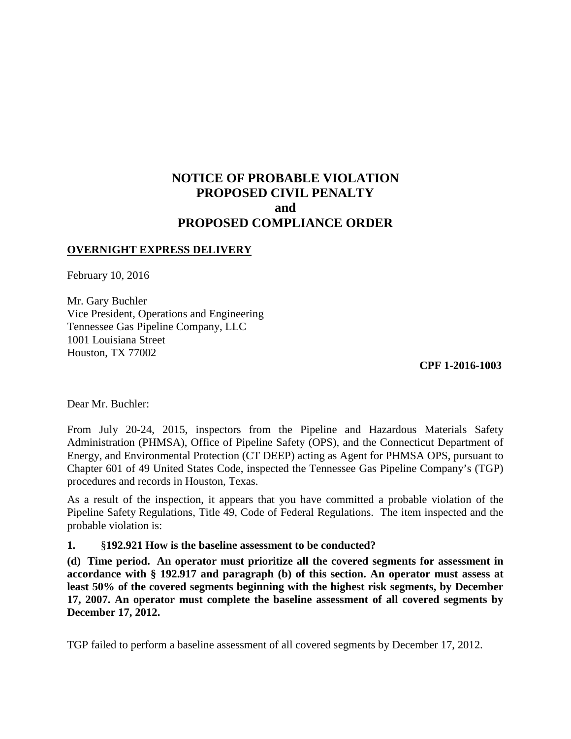# NOTICE OF PROBABLE VIOLATION
# PROPOSED CIVIL PENALTY
# and
# PROPOSED COMPLIANCE ORDER

**OVERNIGHT EXPRESS DELIVERY**

February 10, 2016

Mr. Gary Buchler
Vice President, Operations and Engineering
Tennessee Gas Pipeline Company, LLC
1001 Louisiana Street
Houston, TX 77002

**CPF 1-2016-1003**

Dear Mr. Buchler:

From July 20-24, 2015, inspectors from the Pipeline and Hazardous Materials Safety Administration (PHMSA), Office of Pipeline Safety (OPS), and the Connecticut Department of Energy, and Environmental Protection (CT DEEP) acting as Agent for PHMSA OPS, pursuant to Chapter 601 of 49 United States Code, inspected the Tennessee Gas Pipeline Company's (TGP) procedures and records in Houston, Texas.

As a result of the inspection, it appears that you have committed a probable violation of the Pipeline Safety Regulations, Title 49, Code of Federal Regulations. The item inspected and the probable violation is:

**1. §192.921 How is the baseline assessment to be conducted?**

**(d) Time period. An operator must prioritize all the covered segments for assessment in accordance with § 192.917 and paragraph (b) of this section. An operator must assess at least 50% of the covered segments beginning with the highest risk segments, by December 17, 2007. An operator must complete the baseline assessment of all covered segments by December 17, 2012.**

TGP failed to perform a baseline assessment of all covered segments by December 17, 2012.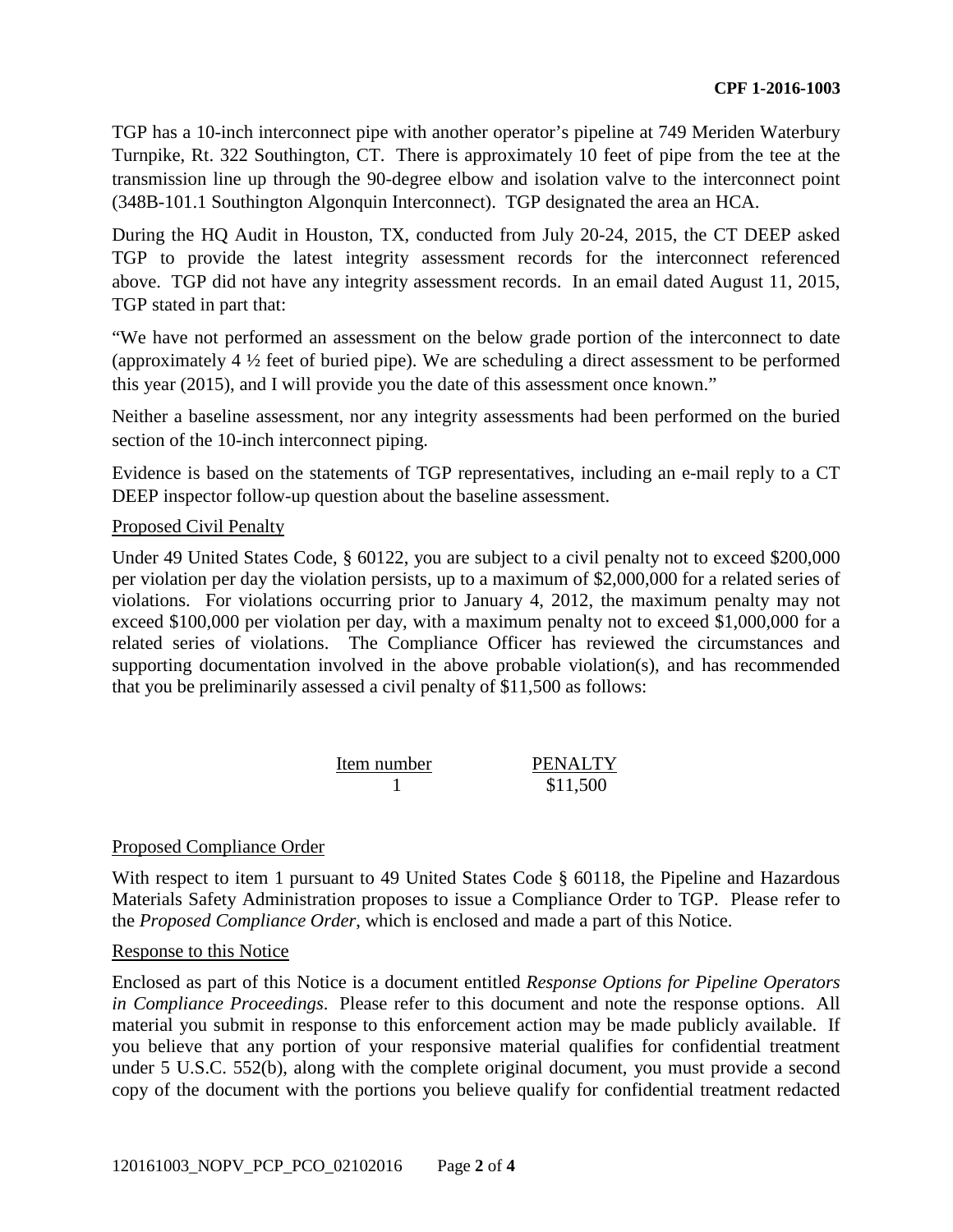TGP has a 10-inch interconnect pipe with another operator's pipeline at 749 Meriden Waterbury Turnpike, Rt. 322 Southington, CT. There is approximately 10 feet of pipe from the tee at the transmission line up through the 90-degree elbow and isolation valve to the interconnect point (348B-101.1 Southington Algonquin Interconnect). TGP designated the area an HCA.

During the HQ Audit in Houston, TX, conducted from July 20-24, 2015, the CT DEEP asked TGP to provide the latest integrity assessment records for the interconnect referenced above. TGP did not have any integrity assessment records. In an email dated August 11, 2015, TGP stated in part that:

"We have not performed an assessment on the below grade portion of the interconnect to date (approximately 4 ½ feet of buried pipe). We are scheduling a direct assessment to be performed this year (2015), and I will provide you the date of this assessment once known."

Neither a baseline assessment, nor any integrity assessments had been performed on the buried section of the 10-inch interconnect piping.

Evidence is based on the statements of TGP representatives, including an e-mail reply to a CT DEEP inspector follow-up question about the baseline assessment.

Proposed Civil Penalty

Under 49 United States Code, § 60122, you are subject to a civil penalty not to exceed $200,000 per violation per day the violation persists, up to a maximum of $2,000,000 for a related series of violations. For violations occurring prior to January 4, 2012, the maximum penalty may not exceed $100,000 per violation per day, with a maximum penalty not to exceed $1,000,000 for a related series of violations. The Compliance Officer has reviewed the circumstances and supporting documentation involved in the above probable violation(s), and has recommended that you be preliminarily assessed a civil penalty of $11,500 as follows:

| Item number | PENALTY |
| --- | --- |
| 1 | $11,500 |

Proposed Compliance Order

With respect to item 1 pursuant to 49 United States Code § 60118, the Pipeline and Hazardous Materials Safety Administration proposes to issue a Compliance Order to TGP. Please refer to the *Proposed Compliance Order*, which is enclosed and made a part of this Notice.

Response to this Notice

Enclosed as part of this Notice is a document entitled *Response Options for Pipeline Operators in Compliance Proceedings*. Please refer to this document and note the response options. All material you submit in response to this enforcement action may be made publicly available. If you believe that any portion of your responsive material qualifies for confidential treatment under 5 U.S.C. 552(b), along with the complete original document, you must provide a second copy of the document with the portions you believe qualify for confidential treatment redacted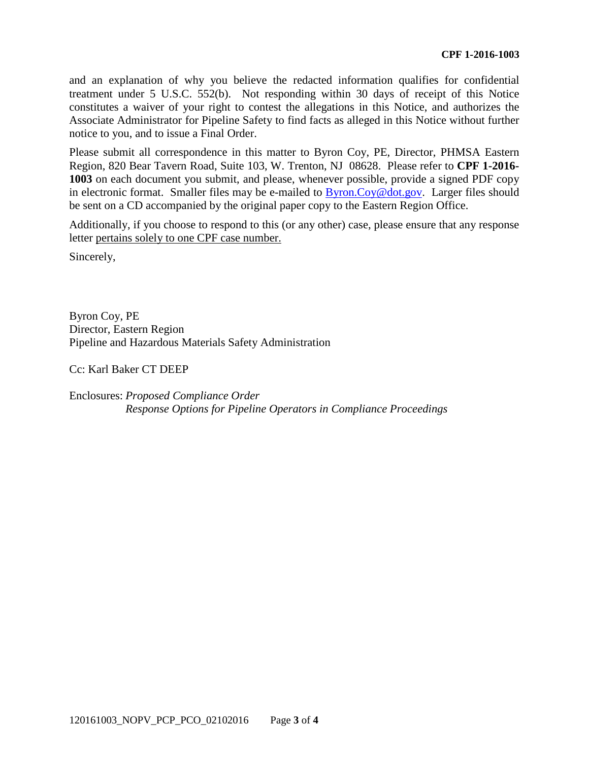and an explanation of why you believe the redacted information qualifies for confidential treatment under 5 U.S.C. 552(b). Not responding within 30 days of receipt of this Notice constitutes a waiver of your right to contest the allegations in this Notice, and authorizes the Associate Administrator for Pipeline Safety to find facts as alleged in this Notice without further notice to you, and to issue a Final Order.

Please submit all correspondence in this matter to Byron Coy, PE, Director, PHMSA Eastern Region, 820 Bear Tavern Road, Suite 103, W. Trenton, NJ 08628. Please refer to **CPF 1-2016-1003** on each document you submit, and please, whenever possible, provide a signed PDF copy in electronic format. Smaller files may be e-mailed to Byron.Coy@dot.gov. Larger files should be sent on a CD accompanied by the original paper copy to the Eastern Region Office.

Additionally, if you choose to respond to this (or any other) case, please ensure that any response letter pertains solely to one CPF case number.

Sincerely,

Byron Coy, PE
Director, Eastern Region
Pipeline and Hazardous Materials Safety Administration

Cc: Karl Baker CT DEEP

Enclosures: *Proposed Compliance Order*
*Response Options for Pipeline Operators in Compliance Proceedings*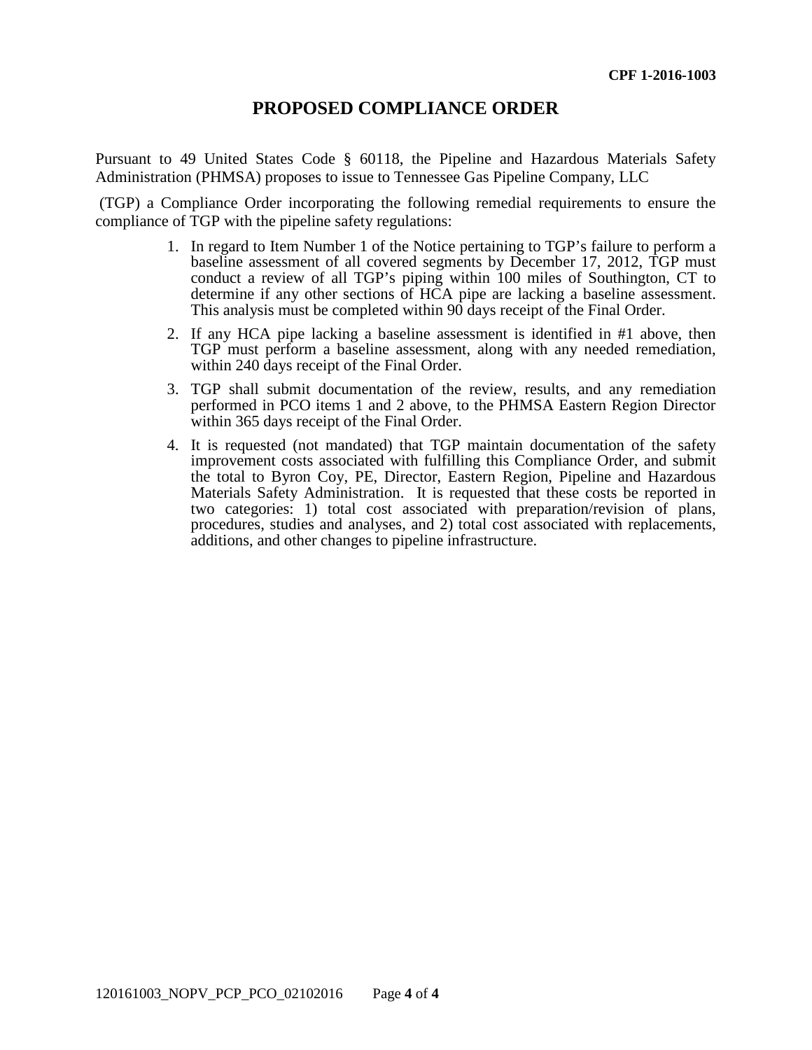CPF 1-2016-1003

# PROPOSED COMPLIANCE ORDER

Pursuant to 49 United States Code § 60118, the Pipeline and Hazardous Materials Safety Administration (PHMSA) proposes to issue to Tennessee Gas Pipeline Company, LLC

(TGP) a Compliance Order incorporating the following remedial requirements to ensure the compliance of TGP with the pipeline safety regulations:

1. In regard to Item Number 1 of the Notice pertaining to TGP's failure to perform a baseline assessment of all covered segments by December 17, 2012, TGP must conduct a review of all TGP's piping within 100 miles of Southington, CT to determine if any other sections of HCA pipe are lacking a baseline assessment. This analysis must be completed within 90 days receipt of the Final Order.
2. If any HCA pipe lacking a baseline assessment is identified in #1 above, then TGP must perform a baseline assessment, along with any needed remediation, within 240 days receipt of the Final Order.
3. TGP shall submit documentation of the review, results, and any remediation performed in PCO items 1 and 2 above, to the PHMSA Eastern Region Director within 365 days receipt of the Final Order.
4. It is requested (not mandated) that TGP maintain documentation of the safety improvement costs associated with fulfilling this Compliance Order, and submit the total to Byron Coy, PE, Director, Eastern Region, Pipeline and Hazardous Materials Safety Administration. It is requested that these costs be reported in two categories: 1) total cost associated with preparation/revision of plans, procedures, studies and analyses, and 2) total cost associated with replacements, additions, and other changes to pipeline infrastructure.

120161003_NOPV_PCP_PCO_02102016